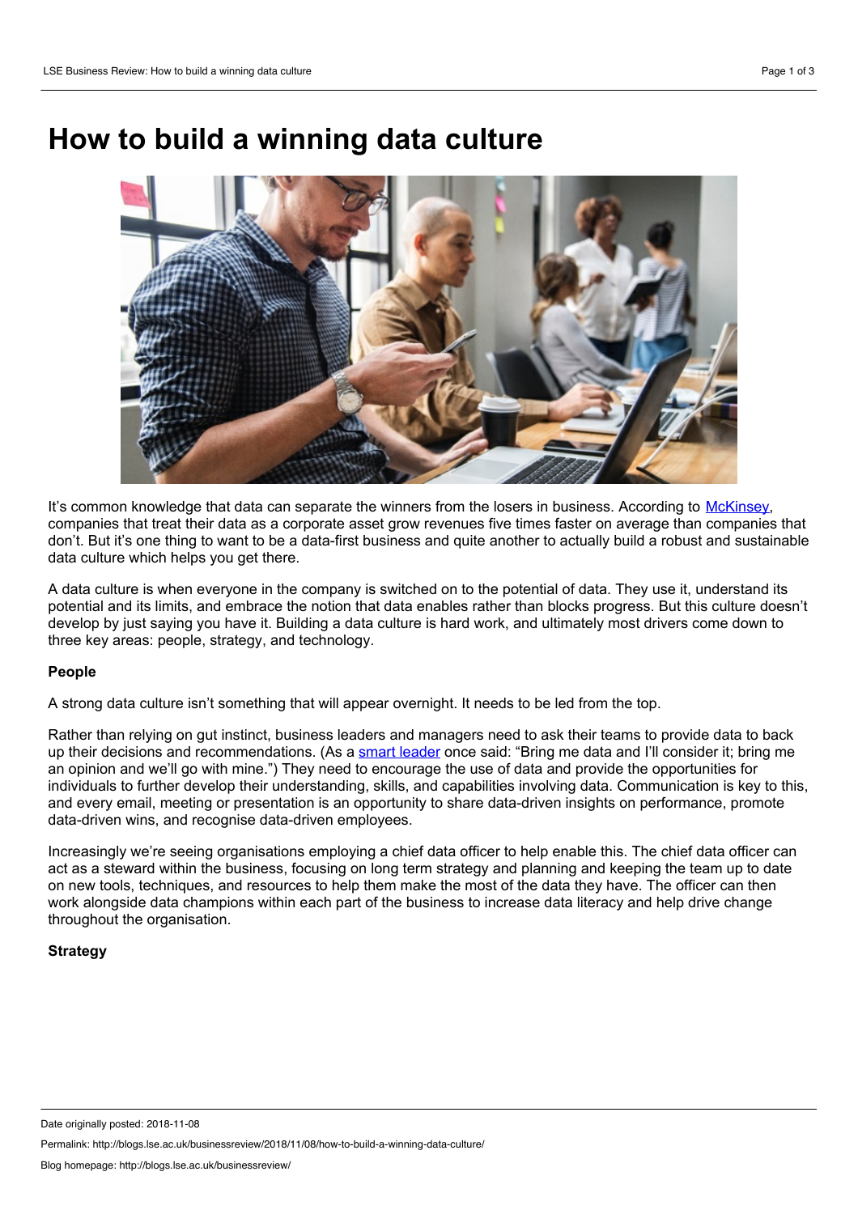# How to build a winning data culture

It's common knowledge that data can separate the winners from the losers in business. According to McKinsey, companies that treat their data as a corporate asset grow revenues five times faster on average than companies that don't. But it's one thing to want to be a data-first business and quite another to actually build a robust and sustainable data culture which helps you get there.

A data culture is when everyone in the company is switched on to the potential of data. They use it, understand its potential and its limits, and embrace the notion that data enables rather than blocks progress. But this culture doesn't develop by just saying you have it. Building a data culture is hard work, and ultimately most drivers come down to three key areas: people, strategy, and technology.

**People**

A strong data culture isn't something that will appear overnight. It needs to be led from the top.

Rather than relying on gut instinct, business leaders and managers need to ask their teams to provide data to back up their decisions and recommendations. (As a smart leader once said: "Bring me data and I'll consider it; bring me an opinion and we'll go with mine.") They need to encourage the use of data and provide the opportunities for individuals to further develop their understanding, skills, and capabilities involving data. Communication is key to this, and every email, meeting or presentation is an opportunity to share data-driven insights on performance, promote data-driven wins, and recognise data-driven employees.

Increasingly we're seeing organisations employing a chief data officer to help enable this. The chief data officer can act as a steward within the business, focusing on long term strategy and planning and keeping the team up to date on new tools, techniques, and resources to help them make the most of the data they have. The officer can then work alongside data champions within each part of the business to increase data literacy and help drive change throughout the organisation.

**Strategy**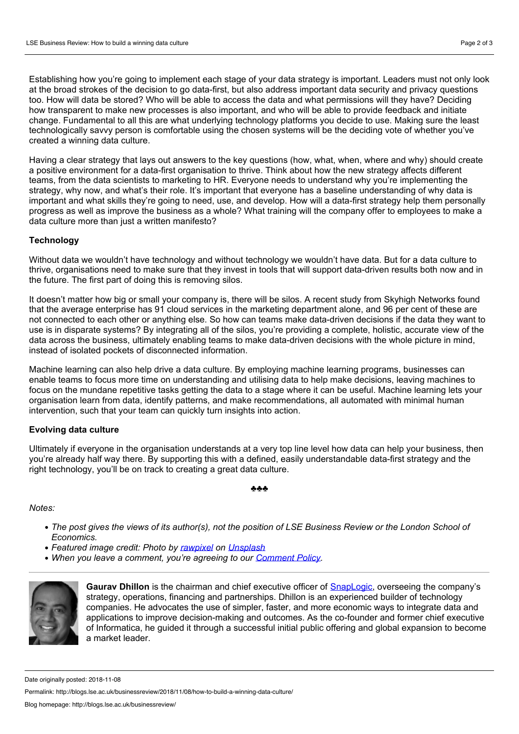Establishing how you're going to implement each stage of your data strategy is important. Leaders must not only look at the broad strokes of the decision to go data-first, but also address important data security and privacy questions too. How will data be stored? Who will be able to access the data and what permissions will they have? Deciding how transparent to make new processes is also important, and who will be able to provide feedback and initiate change. Fundamental to all this are what underlying technology platforms you decide to use. Making sure the least technologically savvy person is comfortable using the chosen systems will be the deciding vote of whether you've created a winning data culture.

Having a clear strategy that lays out answers to the key questions (how, what, when, where and why) should create a positive environment for a data-first organisation to thrive. Think about how the new strategy affects different teams, from the data scientists to marketing to HR. Everyone needs to understand why you're implementing the strategy, why now, and what's their role. It's important that everyone has a baseline understanding of why data is important and what skills they're going to need, use, and develop. How will a data-first strategy help them personally progress as well as improve the business as a whole? What training will the company offer to employees to make a data culture more than just a written manifesto?

**Technology**

Without data we wouldn't have technology and without technology we wouldn't have data. But for a data culture to thrive, organisations need to make sure that they invest in tools that will support data-driven results both now and in the future. The first part of doing this is removing silos.

It doesn't matter how big or small your company is, there will be silos. A recent study from Skyhigh Networks found that the average enterprise has 91 cloud services in the marketing department alone, and 96 per cent of these are not connected to each other or anything else. So how can teams make data-driven decisions if the data they want to use is in disparate systems? By integrating all of the silos, you're providing a complete, holistic, accurate view of the data across the business, ultimately enabling teams to make data-driven decisions with the whole picture in mind, instead of isolated pockets of disconnected information.

Machine learning can also help drive a data culture. By employing machine learning programs, businesses can enable teams to focus more time on understanding and utilising data to help make decisions, leaving machines to focus on the mundane repetitive tasks getting the data to a stage where it can be useful. Machine learning lets your organisation learn from data, identify patterns, and make recommendations, all automated with minimal human intervention, such that your team can quickly turn insights into action.

**Evolving data culture**

Ultimately if everyone in the organisation understands at a very top line level how data can help your business, then you're already half way there. By supporting this with a defined, easily understandable data-first strategy and the right technology, you'll be on track to creating a great data culture.

♣♣♣

*Notes:*

- *The post gives the views of its author(s), not the position of LSE Business Review or the London School of Economics.*
- *Featured image credit: Photo by rawpixel on Unsplash*
- *When you leave a comment, you're agreeing to our Comment Policy.*

**Gaurav Dhillon** is the chairman and chief executive officer of SnapLogic, overseeing the company's strategy, operations, financing and partnerships. Dhillon is an experienced builder of technology companies. He advocates the use of simpler, faster, and more economic ways to integrate data and applications to improve decision-making and outcomes. As the co-founder and former chief executive of Informatica, he guided it through a successful initial public offering and global expansion to become a market leader.

Date originally posted: 2018-11-08

Permalink: http://blogs.lse.ac.uk/businessreview/2018/11/08/how-to-build-a-winning-data-culture/

Blog homepage: http://blogs.lse.ac.uk/businessreview/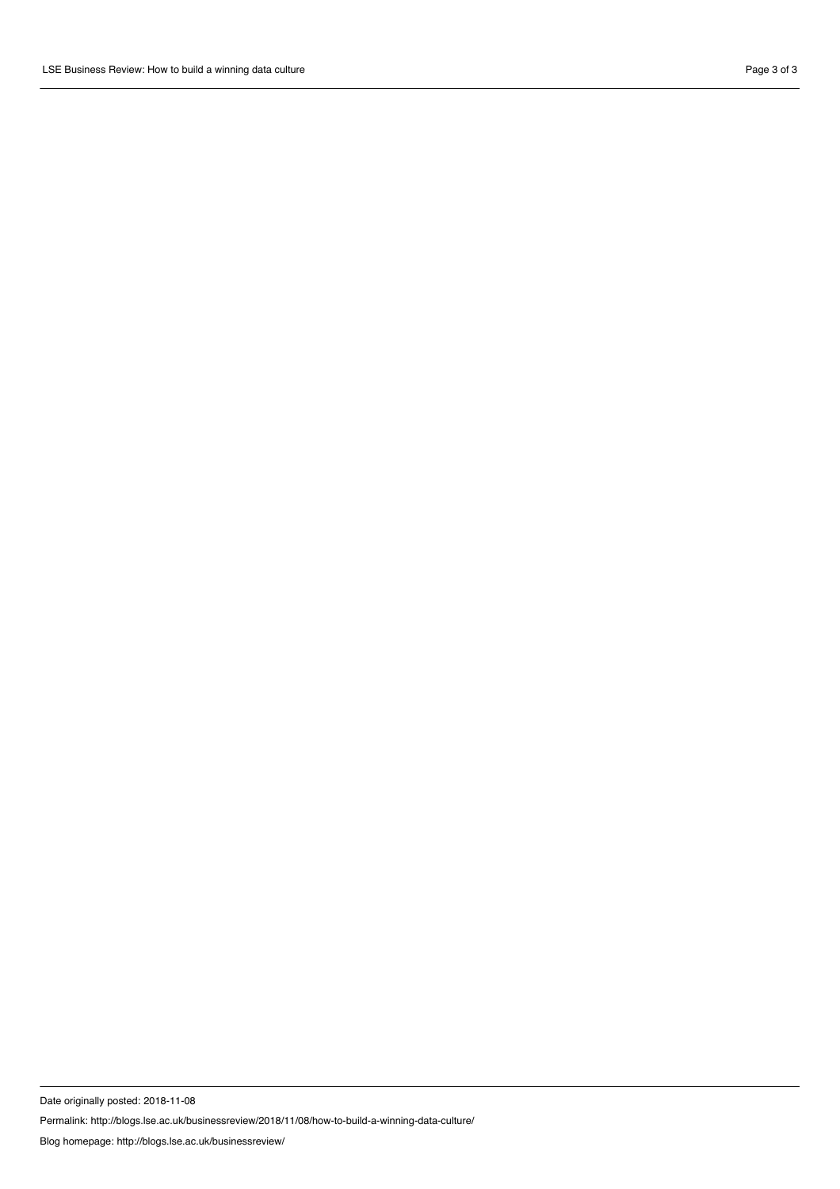Date originally posted: 2018-11-08

Permalink: http://blogs.lse.ac.uk/businessreview/2018/11/08/how-to-build-a-winning-data-culture/

Blog homepage: http://blogs.lse.ac.uk/businessreview/